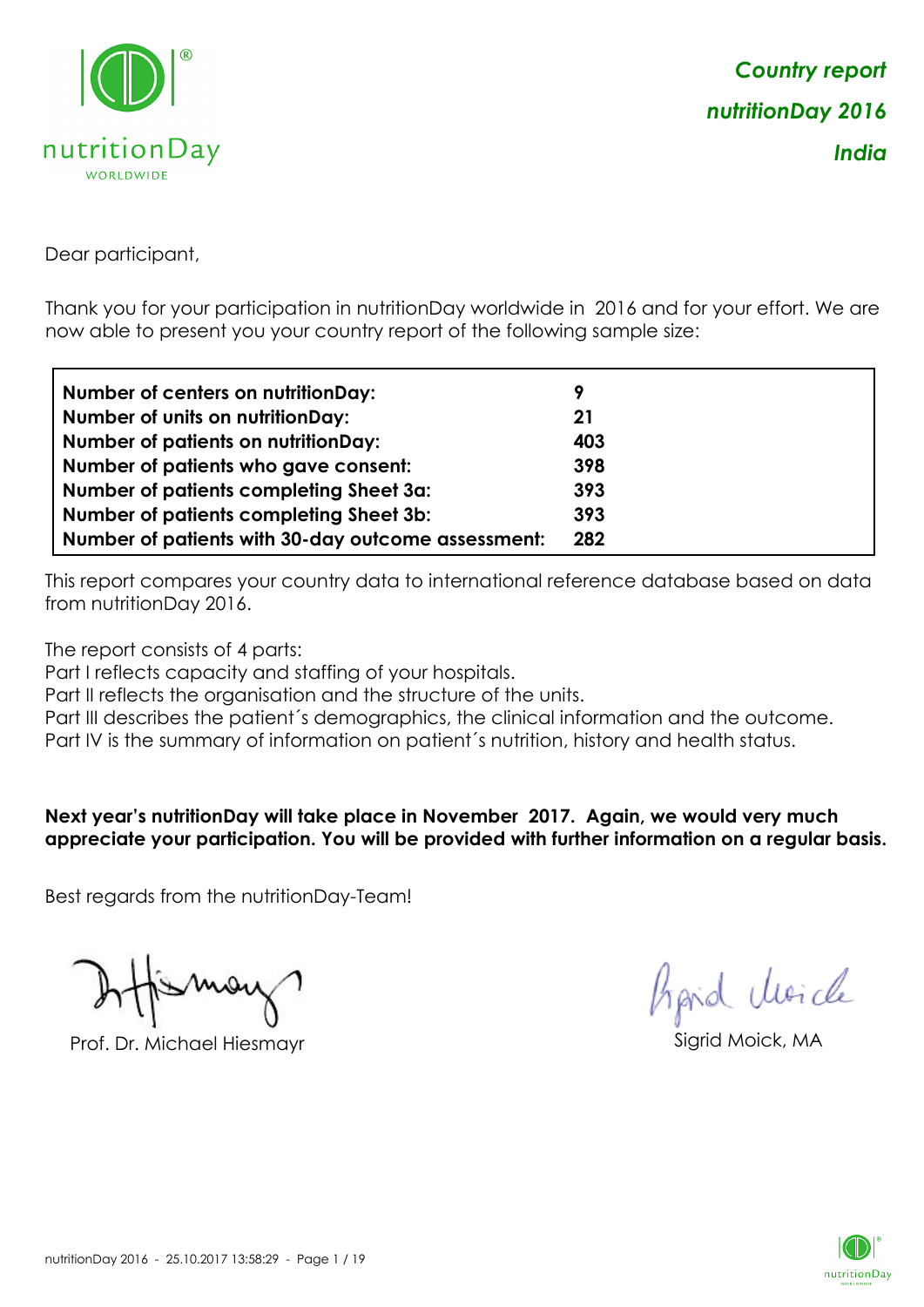*Country report*

*nutritionDay 2016*

*India*

Dear participant,

Thank you for your participation in nutritionDay worldwide in 2016 and for your effort. We are now able to present you your country report of the following sample size:

| | |
|---|---|
| **Number of centers on nutritionDay:** | **9** |
| **Number of units on nutritionDay:** | **21** |
| **Number of patients on nutritionDay:** | **403** |
| **Number of patients who gave consent:** | **398** |
| **Number of patients completing Sheet 3a:** | **393** |
| **Number of patients completing Sheet 3b:** | **393** |
| **Number of patients with 30-day outcome assessment:** | **282** |

This report compares your country data to international reference database based on data from nutritionDay 2016.

The report consists of 4 parts:
Part I reflects capacity and staffing of your hospitals.
Part II reflects the organisation and the structure of the units.
Part III describes the patient´s demographics, the clinical information and the outcome.
Part IV is the summary of information on patient´s nutrition, history and health status.

**Next year's nutritionDay will take place in November 2017. Again, we would very much appreciate your participation. You will be provided with further information on a regular basis.**

Best regards from the nutritionDay-Team!

Prof. Dr. Michael Hiesmayr

Sigrid Moick, MA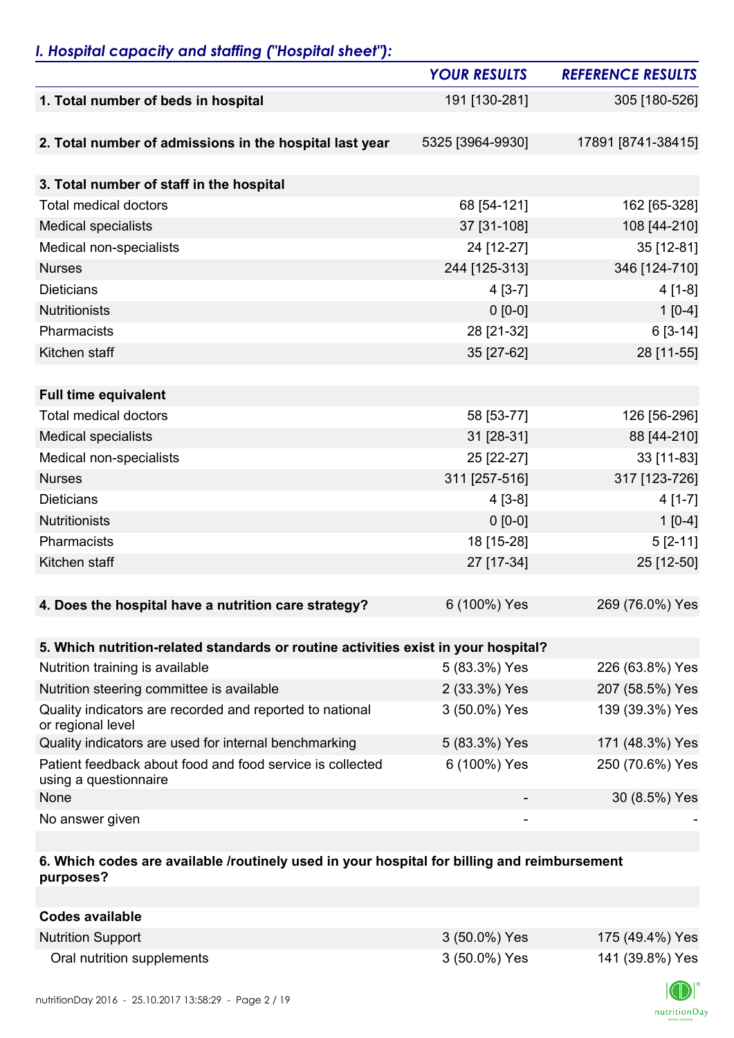## *I. Hospital capacity and staffing ("Hospital sheet"):*

| | YOUR RESULTS | REFERENCE RESULTS |
|---|---|---|
| **1. Total number of beds in hospital** | 191 [130-281] | 305 [180-526] |
| **2. Total number of admissions in the hospital last year** | 5325 [3964-9930] | 17891 [8741-38415] |
| **3. Total number of staff in the hospital** | | |
| Total medical doctors | 68 [54-121] | 162 [65-328] |
| Medical specialists | 37 [31-108] | 108 [44-210] |
| Medical non-specialists | 24 [12-27] | 35 [12-81] |
| Nurses | 244 [125-313] | 346 [124-710] |
| Dieticians | 4 [3-7] | 4 [1-8] |
| Nutritionists | 0 [0-0] | 1 [0-4] |
| Pharmacists | 28 [21-32] | 6 [3-14] |
| Kitchen staff | 35 [27-62] | 28 [11-55] |
| **Full time equivalent** | | |
| Total medical doctors | 58 [53-77] | 126 [56-296] |
| Medical specialists | 31 [28-31] | 88 [44-210] |
| Medical non-specialists | 25 [22-27] | 33 [11-83] |
| Nurses | 311 [257-516] | 317 [123-726] |
| Dieticians | 4 [3-8] | 4 [1-7] |
| Nutritionists | 0 [0-0] | 1 [0-4] |
| Pharmacists | 18 [15-28] | 5 [2-11] |
| Kitchen staff | 27 [17-34] | 25 [12-50] |
| **4. Does the hospital have a nutrition care strategy?** | 6 (100%) Yes | 269 (76.0%) Yes |
| **5. Which nutrition-related standards or routine activities exist in your hospital?** | | |
| Nutrition training is available | 5 (83.3%) Yes | 226 (63.8%) Yes |
| Nutrition steering committee is available | 2 (33.3%) Yes | 207 (58.5%) Yes |
| Quality indicators are recorded and reported to national or regional level | 3 (50.0%) Yes | 139 (39.3%) Yes |
| Quality indicators are used for internal benchmarking | 5 (83.3%) Yes | 171 (48.3%) Yes |
| Patient feedback about food and food service is collected using a questionnaire | 6 (100%) Yes | 250 (70.6%) Yes |
| None | - | 30 (8.5%) Yes |
| No answer given | - | - |
| **6. Which codes are available /routinely used in your hospital for billing and reimbursement purposes?** | | |
| **Codes available** | | |
| Nutrition Support | 3 (50.0%) Yes | 175 (49.4%) Yes |
| Oral nutrition supplements | 3 (50.0%) Yes | 141 (39.8%) Yes |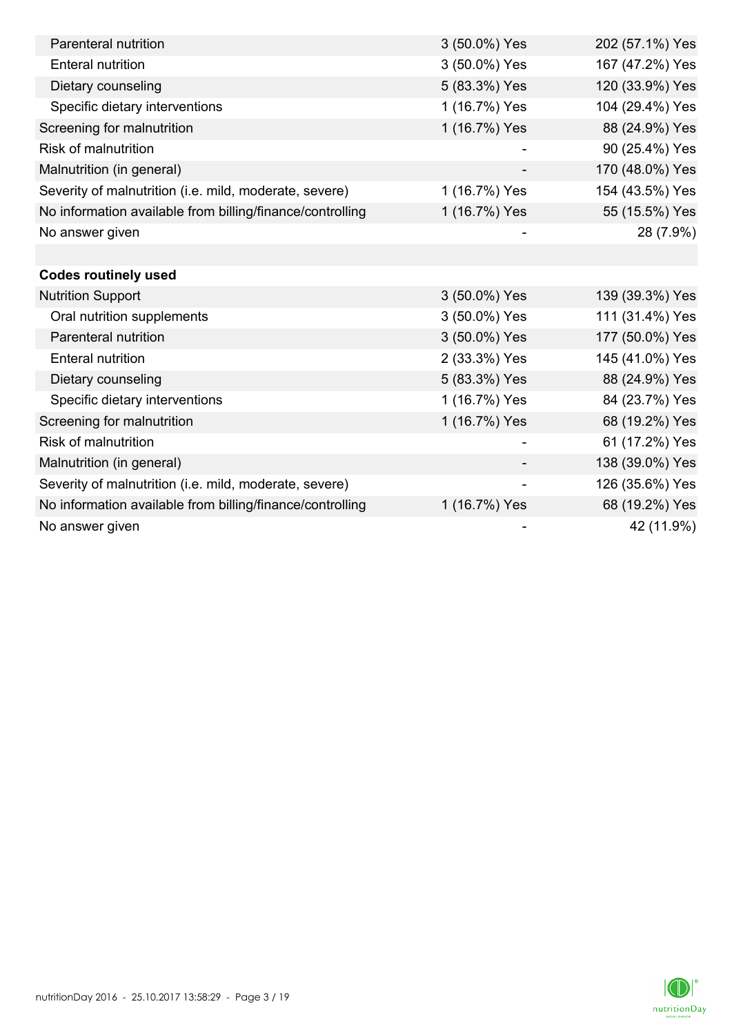| | | |
|---|---|---|
| Parenteral nutrition | 3 (50.0%) Yes | 202 (57.1%) Yes |
| Enteral nutrition | 3 (50.0%) Yes | 167 (47.2%) Yes |
| Dietary counseling | 5 (83.3%) Yes | 120 (33.9%) Yes |
| Specific dietary interventions | 1 (16.7%) Yes | 104 (29.4%) Yes |
| Screening for malnutrition | 1 (16.7%) Yes | 88 (24.9%) Yes |
| Risk of malnutrition | - | 90 (25.4%) Yes |
| Malnutrition (in general) | - | 170 (48.0%) Yes |
| Severity of malnutrition (i.e. mild, moderate, severe) | 1 (16.7%) Yes | 154 (43.5%) Yes |
| No information available from billing/finance/controlling | 1 (16.7%) Yes | 55 (15.5%) Yes |
| No answer given | - | 28 (7.9%) |
| | | |
| **Codes routinely used** | | |
| Nutrition Support | 3 (50.0%) Yes | 139 (39.3%) Yes |
| Oral nutrition supplements | 3 (50.0%) Yes | 111 (31.4%) Yes |
| Parenteral nutrition | 3 (50.0%) Yes | 177 (50.0%) Yes |
| Enteral nutrition | 2 (33.3%) Yes | 145 (41.0%) Yes |
| Dietary counseling | 5 (83.3%) Yes | 88 (24.9%) Yes |
| Specific dietary interventions | 1 (16.7%) Yes | 84 (23.7%) Yes |
| Screening for malnutrition | 1 (16.7%) Yes | 68 (19.2%) Yes |
| Risk of malnutrition | - | 61 (17.2%) Yes |
| Malnutrition (in general) | - | 138 (39.0%) Yes |
| Severity of malnutrition (i.e. mild, moderate, severe) | - | 126 (35.6%) Yes |
| No information available from billing/finance/controlling | 1 (16.7%) Yes | 68 (19.2%) Yes |
| No answer given | - | 42 (11.9%) |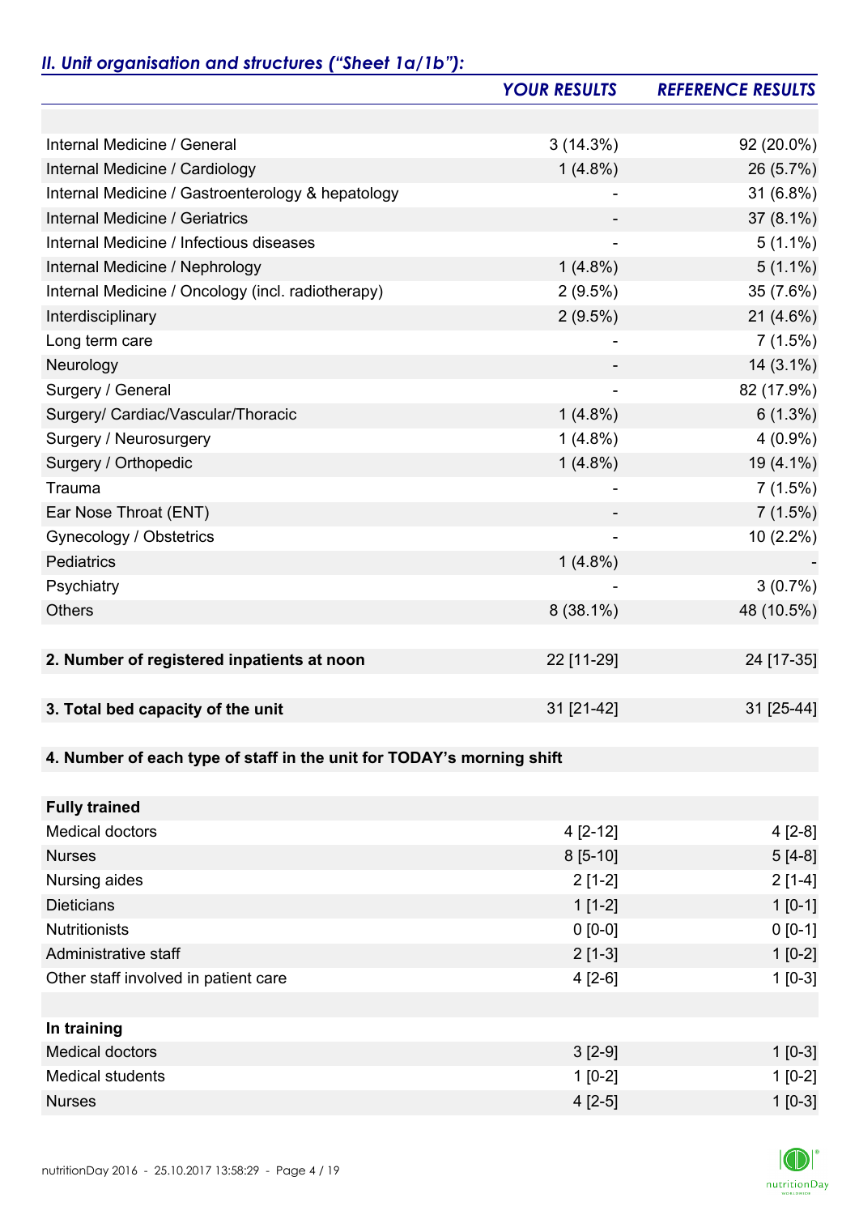## *II. Unit organisation and structures ("Sheet 1a/1b"):*

| | *YOUR RESULTS* | *REFERENCE RESULTS* |
|---|---|---|
| | | |
| Internal Medicine / General | 3 (14.3%) | 92 (20.0%) |
| Internal Medicine / Cardiology | 1 (4.8%) | 26 (5.7%) |
| Internal Medicine / Gastroenterology & hepatology | - | 31 (6.8%) |
| Internal Medicine / Geriatrics | - | 37 (8.1%) |
| Internal Medicine / Infectious diseases | - | 5 (1.1%) |
| Internal Medicine / Nephrology | 1 (4.8%) | 5 (1.1%) |
| Internal Medicine / Oncology (incl. radiotherapy) | 2 (9.5%) | 35 (7.6%) |
| Interdisciplinary | 2 (9.5%) | 21 (4.6%) |
| Long term care | - | 7 (1.5%) |
| Neurology | - | 14 (3.1%) |
| Surgery / General | - | 82 (17.9%) |
| Surgery/ Cardiac/Vascular/Thoracic | 1 (4.8%) | 6 (1.3%) |
| Surgery / Neurosurgery | 1 (4.8%) | 4 (0.9%) |
| Surgery / Orthopedic | 1 (4.8%) | 19 (4.1%) |
| Trauma | - | 7 (1.5%) |
| Ear Nose Throat (ENT) | - | 7 (1.5%) |
| Gynecology / Obstetrics | - | 10 (2.2%) |
| Pediatrics | 1 (4.8%) | - |
| Psychiatry | - | 3 (0.7%) |
| Others | 8 (38.1%) | 48 (10.5%) |
| | | |
| **2. Number of registered inpatients at noon** | 22 [11-29] | 24 [17-35] |
| | | |
| **3. Total bed capacity of the unit** | 31 [21-42] | 31 [25-44] |
| | | |
| **4. Number of each type of staff in the unit for TODAY's morning shift** | | |
| | | |
| **Fully trained** | | |
| Medical doctors | 4 [2-12] | 4 [2-8] |
| Nurses | 8 [5-10] | 5 [4-8] |
| Nursing aides | 2 [1-2] | 2 [1-4] |
| Dieticians | 1 [1-2] | 1 [0-1] |
| Nutritionists | 0 [0-0] | 0 [0-1] |
| Administrative staff | 2 [1-3] | 1 [0-2] |
| Other staff involved in patient care | 4 [2-6] | 1 [0-3] |
| | | |
| **In training** | | |
| Medical doctors | 3 [2-9] | 1 [0-3] |
| Medical students | 1 [0-2] | 1 [0-2] |
| Nurses | 4 [2-5] | 1 [0-3] |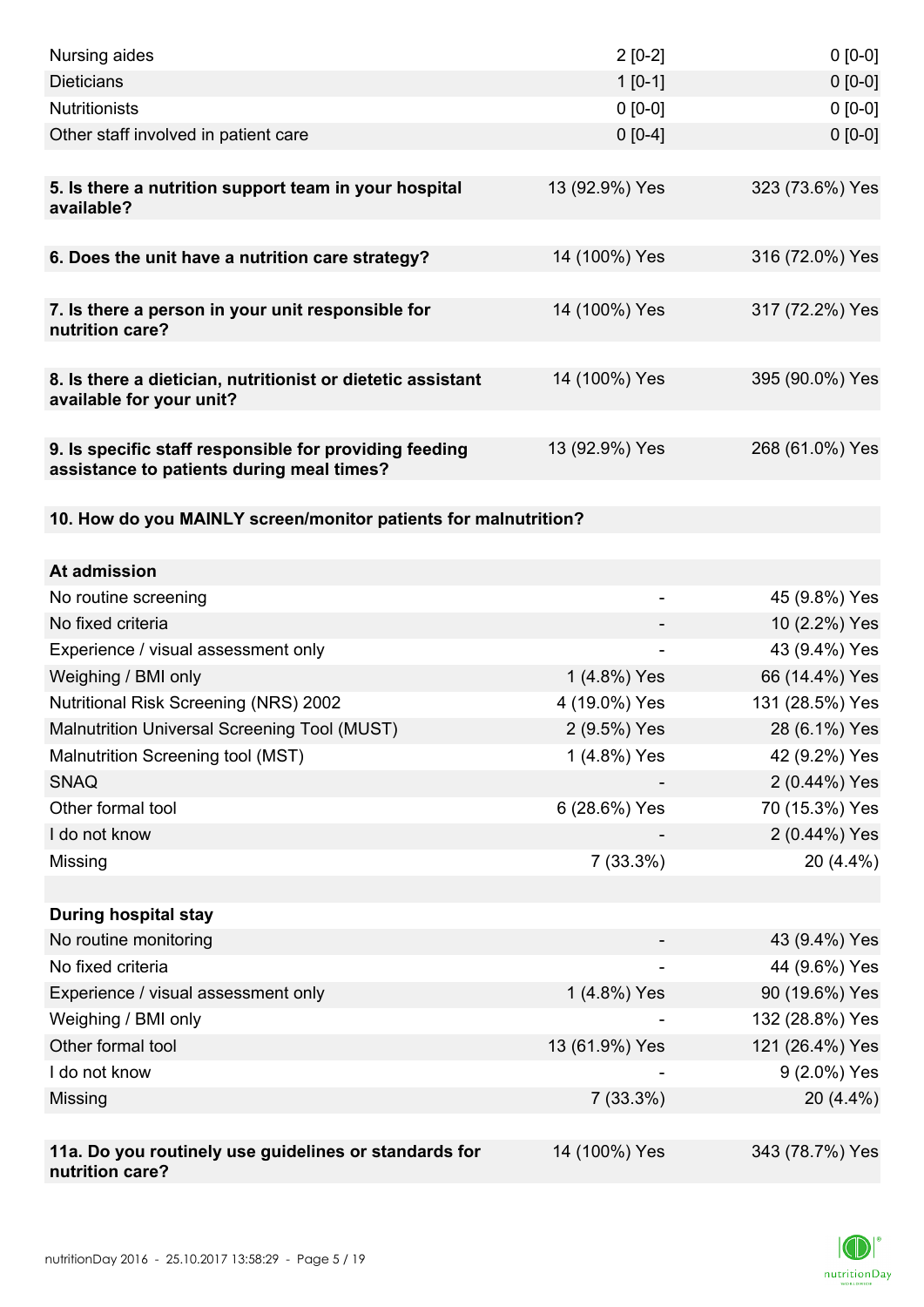| | | |
|---|---|---|
| Nursing aides | 2 [0-2] | 0 [0-0] |
| Dieticians | 1 [0-1] | 0 [0-0] |
| Nutritionists | 0 [0-0] | 0 [0-0] |
| Other staff involved in patient care | 0 [0-4] | 0 [0-0] |
| | | |
| **5. Is there a nutrition support team in your hospital available?** | 13 (92.9%) Yes | 323 (73.6%) Yes |
| | | |
| **6. Does the unit have a nutrition care strategy?** | 14 (100%) Yes | 316 (72.0%) Yes |
| | | |
| **7. Is there a person in your unit responsible for nutrition care?** | 14 (100%) Yes | 317 (72.2%) Yes |
| | | |
| **8. Is there a dietician, nutritionist or dietetic assistant available for your unit?** | 14 (100%) Yes | 395 (90.0%) Yes |
| | | |
| **9. Is specific staff responsible for providing feeding assistance to patients during meal times?** | 13 (92.9%) Yes | 268 (61.0%) Yes |
| | | |
| **10. How do you MAINLY screen/monitor patients for malnutrition?** | | |
| | | |
| **At admission** | | |
| No routine screening | - | 45 (9.8%) Yes |
| No fixed criteria | - | 10 (2.2%) Yes |
| Experience / visual assessment only | - | 43 (9.4%) Yes |
| Weighing / BMI only | 1 (4.8%) Yes | 66 (14.4%) Yes |
| Nutritional Risk Screening (NRS) 2002 | 4 (19.0%) Yes | 131 (28.5%) Yes |
| Malnutrition Universal Screening Tool (MUST) | 2 (9.5%) Yes | 28 (6.1%) Yes |
| Malnutrition Screening tool (MST) | 1 (4.8%) Yes | 42 (9.2%) Yes |
| SNAQ | - | 2 (0.44%) Yes |
| Other formal tool | 6 (28.6%) Yes | 70 (15.3%) Yes |
| I do not know | - | 2 (0.44%) Yes |
| Missing | 7 (33.3%) | 20 (4.4%) |
| | | |
| **During hospital stay** | | |
| No routine monitoring | - | 43 (9.4%) Yes |
| No fixed criteria | - | 44 (9.6%) Yes |
| Experience / visual assessment only | 1 (4.8%) Yes | 90 (19.6%) Yes |
| Weighing / BMI only | - | 132 (28.8%) Yes |
| Other formal tool | 13 (61.9%) Yes | 121 (26.4%) Yes |
| I do not know | - | 9 (2.0%) Yes |
| Missing | 7 (33.3%) | 20 (4.4%) |
| | | |
| **11a. Do you routinely use guidelines or standards for nutrition care?** | 14 (100%) Yes | 343 (78.7%) Yes |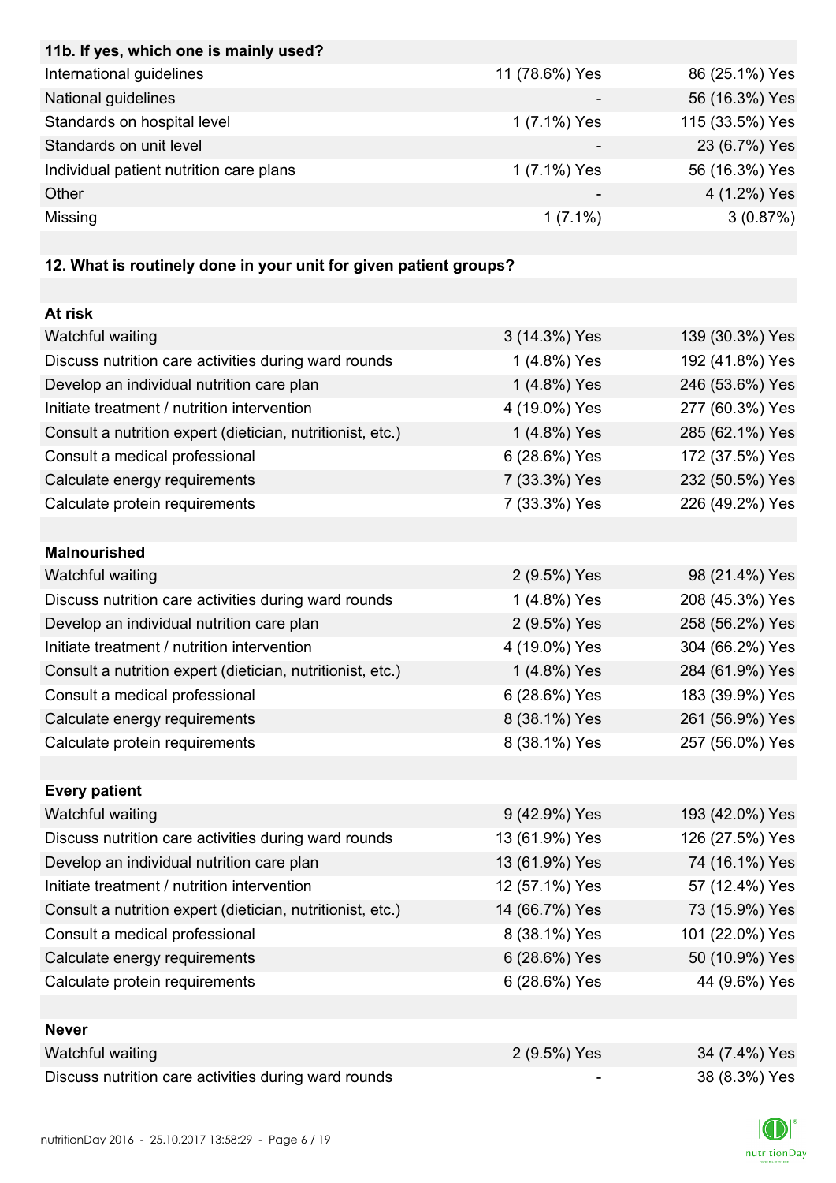| 11b. If yes, which one is mainly used? | | |
|---|---|---|
| International guidelines | 11 (78.6%) Yes | 86 (25.1%) Yes |
| National guidelines | - | 56 (16.3%) Yes |
| Standards on hospital level | 1 (7.1%) Yes | 115 (33.5%) Yes |
| Standards on unit level | - | 23 (6.7%) Yes |
| Individual patient nutrition care plans | 1 (7.1%) Yes | 56 (16.3%) Yes |
| Other | - | 4 (1.2%) Yes |
| Missing | 1 (7.1%) | 3 (0.87%) |

| 12. What is routinely done in your unit for given patient groups? | | |
|---|---|---|
| **At risk** | | |
| Watchful waiting | 3 (14.3%) Yes | 139 (30.3%) Yes |
| Discuss nutrition care activities during ward rounds | 1 (4.8%) Yes | 192 (41.8%) Yes |
| Develop an individual nutrition care plan | 1 (4.8%) Yes | 246 (53.6%) Yes |
| Initiate treatment / nutrition intervention | 4 (19.0%) Yes | 277 (60.3%) Yes |
| Consult a nutrition expert (dietician, nutritionist, etc.) | 1 (4.8%) Yes | 285 (62.1%) Yes |
| Consult a medical professional | 6 (28.6%) Yes | 172 (37.5%) Yes |
| Calculate energy requirements | 7 (33.3%) Yes | 232 (50.5%) Yes |
| Calculate protein requirements | 7 (33.3%) Yes | 226 (49.2%) Yes |
| **Malnourished** | | |
| Watchful waiting | 2 (9.5%) Yes | 98 (21.4%) Yes |
| Discuss nutrition care activities during ward rounds | 1 (4.8%) Yes | 208 (45.3%) Yes |
| Develop an individual nutrition care plan | 2 (9.5%) Yes | 258 (56.2%) Yes |
| Initiate treatment / nutrition intervention | 4 (19.0%) Yes | 304 (66.2%) Yes |
| Consult a nutrition expert (dietician, nutritionist, etc.) | 1 (4.8%) Yes | 284 (61.9%) Yes |
| Consult a medical professional | 6 (28.6%) Yes | 183 (39.9%) Yes |
| Calculate energy requirements | 8 (38.1%) Yes | 261 (56.9%) Yes |
| Calculate protein requirements | 8 (38.1%) Yes | 257 (56.0%) Yes |
| **Every patient** | | |
| Watchful waiting | 9 (42.9%) Yes | 193 (42.0%) Yes |
| Discuss nutrition care activities during ward rounds | 13 (61.9%) Yes | 126 (27.5%) Yes |
| Develop an individual nutrition care plan | 13 (61.9%) Yes | 74 (16.1%) Yes |
| Initiate treatment / nutrition intervention | 12 (57.1%) Yes | 57 (12.4%) Yes |
| Consult a nutrition expert (dietician, nutritionist, etc.) | 14 (66.7%) Yes | 73 (15.9%) Yes |
| Consult a medical professional | 8 (38.1%) Yes | 101 (22.0%) Yes |
| Calculate energy requirements | 6 (28.6%) Yes | 50 (10.9%) Yes |
| Calculate protein requirements | 6 (28.6%) Yes | 44 (9.6%) Yes |
| **Never** | | |
| Watchful waiting | 2 (9.5%) Yes | 34 (7.4%) Yes |
| Discuss nutrition care activities during ward rounds | - | 38 (8.3%) Yes |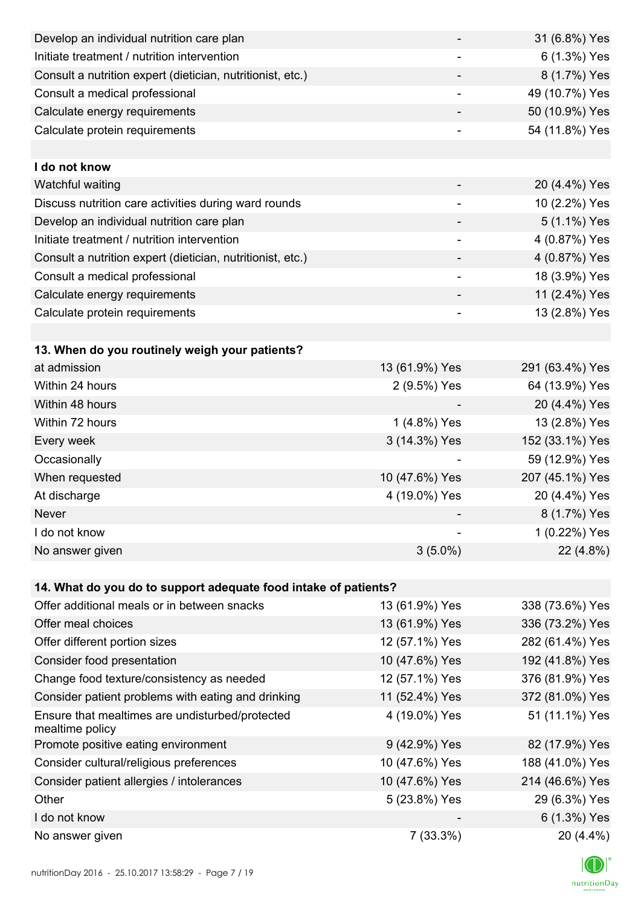| | | |
|---|---|---|
| Develop an individual nutrition care plan | - | 31 (6.8%) Yes |
| Initiate treatment / nutrition intervention | - | 6 (1.3%) Yes |
| Consult a nutrition expert (dietician, nutritionist, etc.) | - | 8 (1.7%) Yes |
| Consult a medical professional | - | 49 (10.7%) Yes |
| Calculate energy requirements | - | 50 (10.9%) Yes |
| Calculate protein requirements | - | 54 (11.8%) Yes |
| | | |
| **I do not know** | | |
| Watchful waiting | - | 20 (4.4%) Yes |
| Discuss nutrition care activities during ward rounds | - | 10 (2.2%) Yes |
| Develop an individual nutrition care plan | - | 5 (1.1%) Yes |
| Initiate treatment / nutrition intervention | - | 4 (0.87%) Yes |
| Consult a nutrition expert (dietician, nutritionist, etc.) | - | 4 (0.87%) Yes |
| Consult a medical professional | - | 18 (3.9%) Yes |
| Calculate energy requirements | - | 11 (2.4%) Yes |
| Calculate protein requirements | - | 13 (2.8%) Yes |

| **13. When do you routinely weigh your patients?** | | |
|---|---|---|
| at admission | 13 (61.9%) Yes | 291 (63.4%) Yes |
| Within 24 hours | 2 (9.5%) Yes | 64 (13.9%) Yes |
| Within 48 hours | - | 20 (4.4%) Yes |
| Within 72 hours | 1 (4.8%) Yes | 13 (2.8%) Yes |
| Every week | 3 (14.3%) Yes | 152 (33.1%) Yes |
| Occasionally | - | 59 (12.9%) Yes |
| When requested | 10 (47.6%) Yes | 207 (45.1%) Yes |
| At discharge | 4 (19.0%) Yes | 20 (4.4%) Yes |
| Never | - | 8 (1.7%) Yes |
| I do not know | - | 1 (0.22%) Yes |
| No answer given | 3 (5.0%) | 22 (4.8%) |

| **14. What do you do to support adequate food intake of patients?** | | |
|---|---|---|
| Offer additional meals or in between snacks | 13 (61.9%) Yes | 338 (73.6%) Yes |
| Offer meal choices | 13 (61.9%) Yes | 336 (73.2%) Yes |
| Offer different portion sizes | 12 (57.1%) Yes | 282 (61.4%) Yes |
| Consider food presentation | 10 (47.6%) Yes | 192 (41.8%) Yes |
| Change food texture/consistency as needed | 12 (57.1%) Yes | 376 (81.9%) Yes |
| Consider patient problems with eating and drinking | 11 (52.4%) Yes | 372 (81.0%) Yes |
| Ensure that mealtimes are undisturbed/protected mealtime policy | 4 (19.0%) Yes | 51 (11.1%) Yes |
| Promote positive eating environment | 9 (42.9%) Yes | 82 (17.9%) Yes |
| Consider cultural/religious preferences | 10 (47.6%) Yes | 188 (41.0%) Yes |
| Consider patient allergies / intolerances | 10 (47.6%) Yes | 214 (46.6%) Yes |
| Other | 5 (23.8%) Yes | 29 (6.3%) Yes |
| I do not know | - | 6 (1.3%) Yes |
| No answer given | 7 (33.3%) | 20 (4.4%) |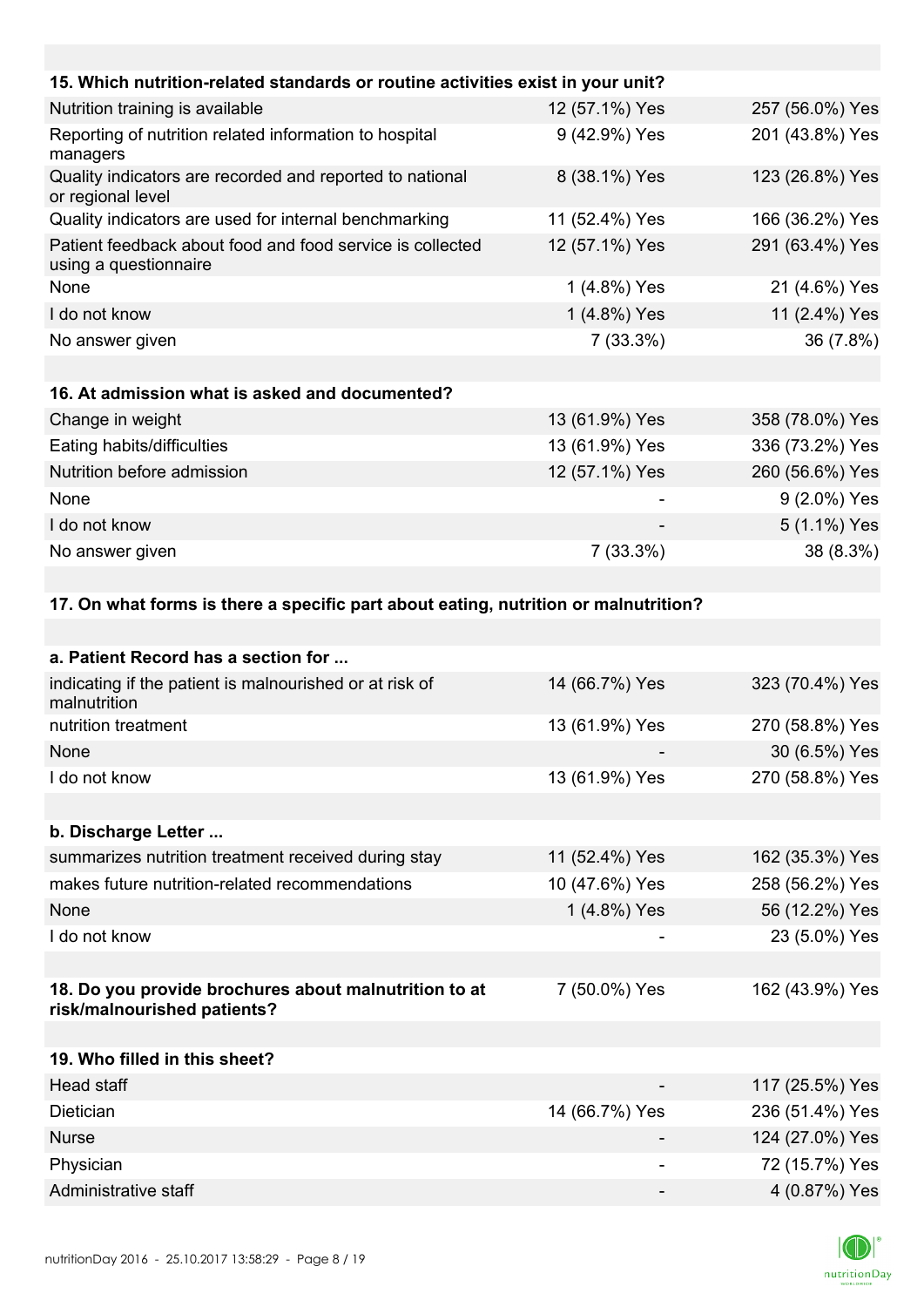| 15. Which nutrition-related standards or routine activities exist in your unit? | | |
|---|---|---|
| Nutrition training is available | 12 (57.1%) Yes | 257 (56.0%) Yes |
| Reporting of nutrition related information to hospital managers | 9 (42.9%) Yes | 201 (43.8%) Yes |
| Quality indicators are recorded and reported to national or regional level | 8 (38.1%) Yes | 123 (26.8%) Yes |
| Quality indicators are used for internal benchmarking | 11 (52.4%) Yes | 166 (36.2%) Yes |
| Patient feedback about food and food service is collected using a questionnaire | 12 (57.1%) Yes | 291 (63.4%) Yes |
| None | 1 (4.8%) Yes | 21 (4.6%) Yes |
| I do not know | 1 (4.8%) Yes | 11 (2.4%) Yes |
| No answer given | 7 (33.3%) | 36 (7.8%) |

| 16. At admission what is asked and documented? | | |
|---|---|---|
| Change in weight | 13 (61.9%) Yes | 358 (78.0%) Yes |
| Eating habits/difficulties | 13 (61.9%) Yes | 336 (73.2%) Yes |
| Nutrition before admission | 12 (57.1%) Yes | 260 (56.6%) Yes |
| None | - | 9 (2.0%) Yes |
| I do not know | - | 5 (1.1%) Yes |
| No answer given | 7 (33.3%) | 38 (8.3%) |

**17. On what forms is there a specific part about eating, nutrition or malnutrition?**

| a. Patient Record has a section for ... | | |
|---|---|---|
| indicating if the patient is malnourished or at risk of malnutrition | 14 (66.7%) Yes | 323 (70.4%) Yes |
| nutrition treatment | 13 (61.9%) Yes | 270 (58.8%) Yes |
| None | - | 30 (6.5%) Yes |
| I do not know | 13 (61.9%) Yes | 270 (58.8%) Yes |

| b. Discharge Letter ... | | |
|---|---|---|
| summarizes nutrition treatment received during stay | 11 (52.4%) Yes | 162 (35.3%) Yes |
| makes future nutrition-related recommendations | 10 (47.6%) Yes | 258 (56.2%) Yes |
| None | 1 (4.8%) Yes | 56 (12.2%) Yes |
| I do not know | - | 23 (5.0%) Yes |

| 18. Do you provide brochures about malnutrition to at risk/malnourished patients? | 7 (50.0%) Yes | 162 (43.9%) Yes |
|---|---|---|

| 19. Who filled in this sheet? | | |
|---|---|---|
| Head staff | - | 117 (25.5%) Yes |
| Dietician | 14 (66.7%) Yes | 236 (51.4%) Yes |
| Nurse | - | 124 (27.0%) Yes |
| Physician | - | 72 (15.7%) Yes |
| Administrative staff | - | 4 (0.87%) Yes |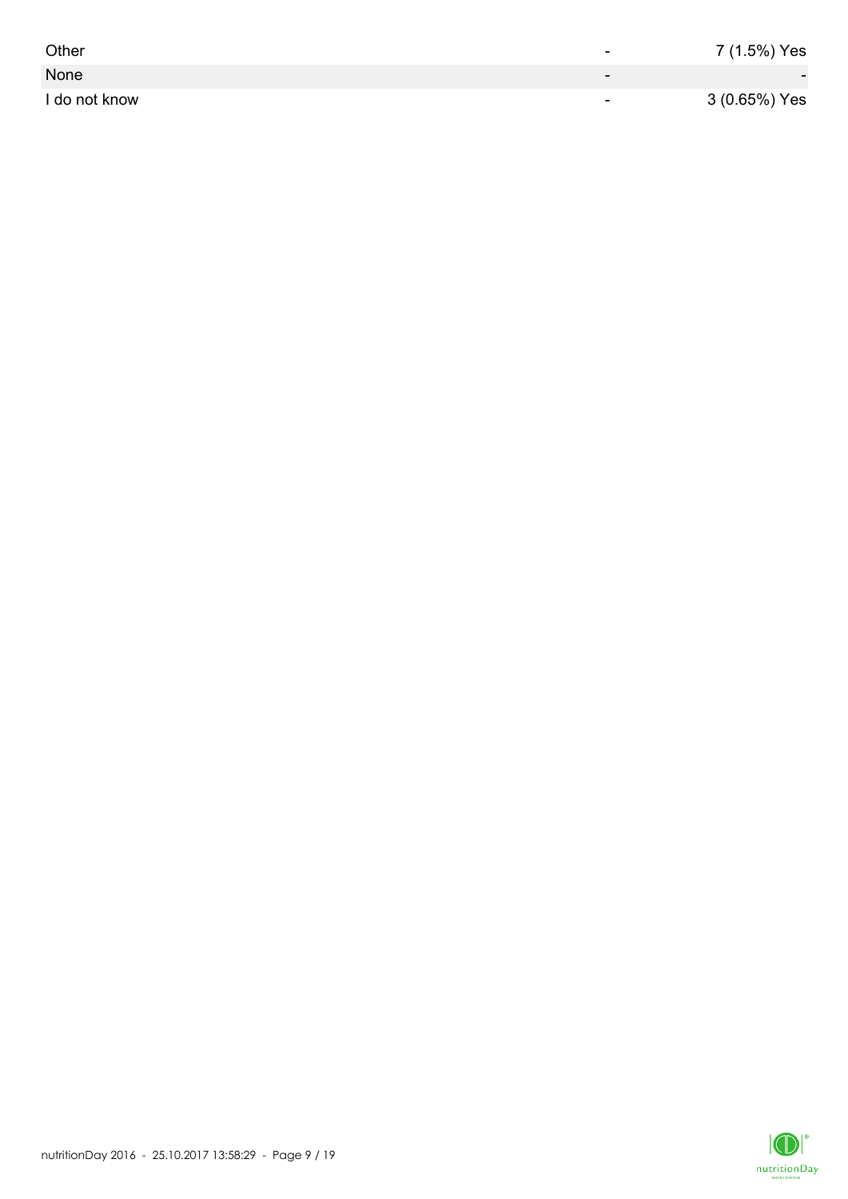| | | |
|---|---|---|
| Other | - | 7 (1.5%) Yes |
| None | - | - |
| I do not know | - | 3 (0.65%) Yes |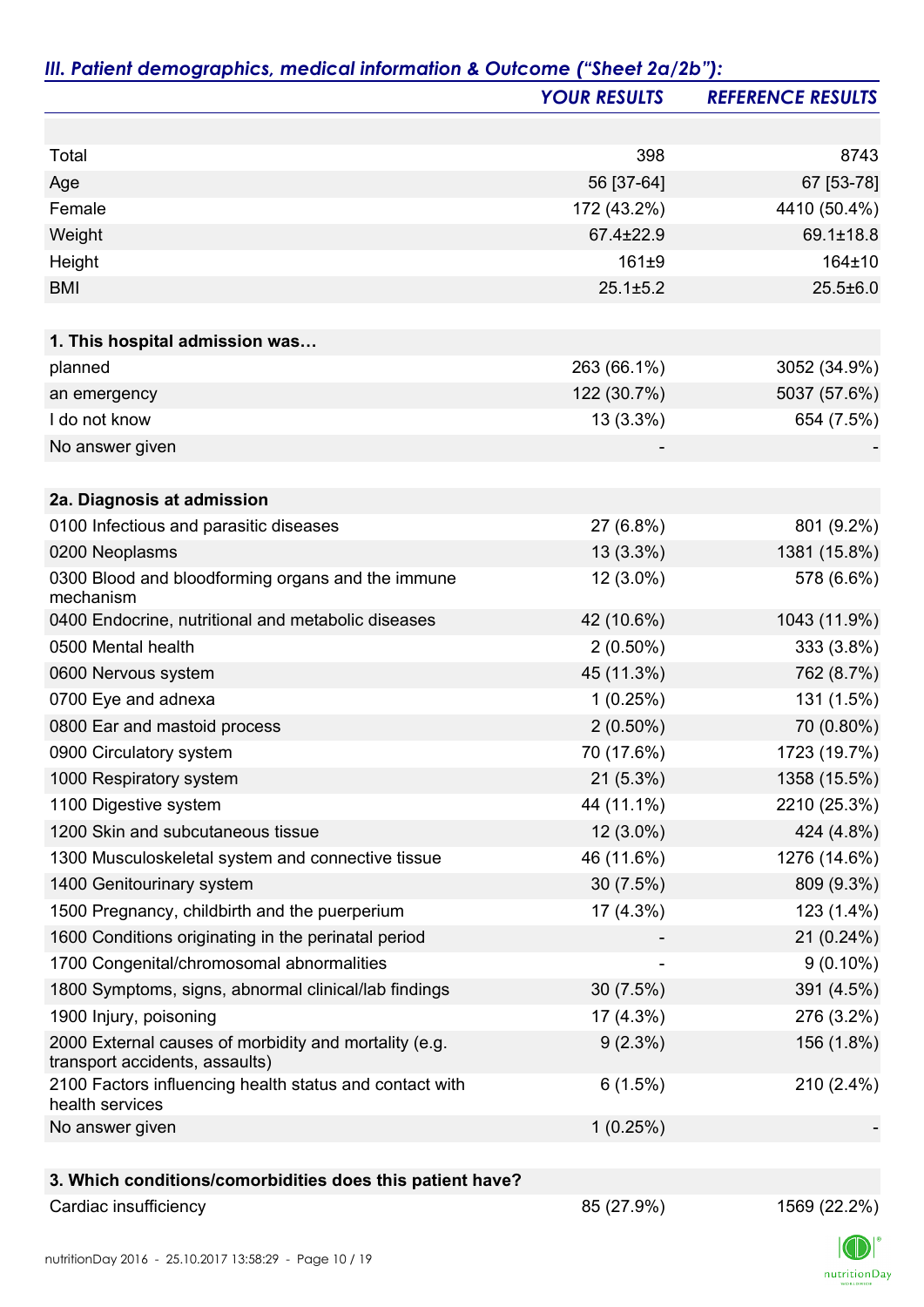## *III. Patient demographics, medical information & Outcome ("Sheet 2a/2b"):*

| | *YOUR RESULTS* | *REFERENCE RESULTS* |
|---|---|---|
| | | |
| Total | 398 | 8743 |
| Age | 56 [37-64] | 67 [53-78] |
| Female | 172 (43.2%) | 4410 (50.4%) |
| Weight | 67.4±22.9 | 69.1±18.8 |
| Height | 161±9 | 164±10 |
| BMI | 25.1±5.2 | 25.5±6.0 |
| | | |
| **1. This hospital admission was…** | | |
| planned | 263 (66.1%) | 3052 (34.9%) |
| an emergency | 122 (30.7%) | 5037 (57.6%) |
| I do not know | 13 (3.3%) | 654 (7.5%) |
| No answer given | - | - |
| | | |
| **2a. Diagnosis at admission** | | |
| 0100 Infectious and parasitic diseases | 27 (6.8%) | 801 (9.2%) |
| 0200 Neoplasms | 13 (3.3%) | 1381 (15.8%) |
| 0300 Blood and bloodforming organs and the immune mechanism | 12 (3.0%) | 578 (6.6%) |
| 0400 Endocrine, nutritional and metabolic diseases | 42 (10.6%) | 1043 (11.9%) |
| 0500 Mental health | 2 (0.50%) | 333 (3.8%) |
| 0600 Nervous system | 45 (11.3%) | 762 (8.7%) |
| 0700 Eye and adnexa | 1 (0.25%) | 131 (1.5%) |
| 0800 Ear and mastoid process | 2 (0.50%) | 70 (0.80%) |
| 0900 Circulatory system | 70 (17.6%) | 1723 (19.7%) |
| 1000 Respiratory system | 21 (5.3%) | 1358 (15.5%) |
| 1100 Digestive system | 44 (11.1%) | 2210 (25.3%) |
| 1200 Skin and subcutaneous tissue | 12 (3.0%) | 424 (4.8%) |
| 1300 Musculoskeletal system and connective tissue | 46 (11.6%) | 1276 (14.6%) |
| 1400 Genitourinary system | 30 (7.5%) | 809 (9.3%) |
| 1500 Pregnancy, childbirth and the puerperium | 17 (4.3%) | 123 (1.4%) |
| 1600 Conditions originating in the perinatal period | - | 21 (0.24%) |
| 1700 Congenital/chromosomal abnormalities | - | 9 (0.10%) |
| 1800 Symptoms, signs, abnormal clinical/lab findings | 30 (7.5%) | 391 (4.5%) |
| 1900 Injury, poisoning | 17 (4.3%) | 276 (3.2%) |
| 2000 External causes of morbidity and mortality (e.g. transport accidents, assaults) | 9 (2.3%) | 156 (1.8%) |
| 2100 Factors influencing health status and contact with health services | 6 (1.5%) | 210 (2.4%) |
| No answer given | 1 (0.25%) | - |
| | | |
| **3. Which conditions/comorbidities does this patient have?** | | |
| Cardiac insufficiency | 85 (27.9%) | 1569 (22.2%) |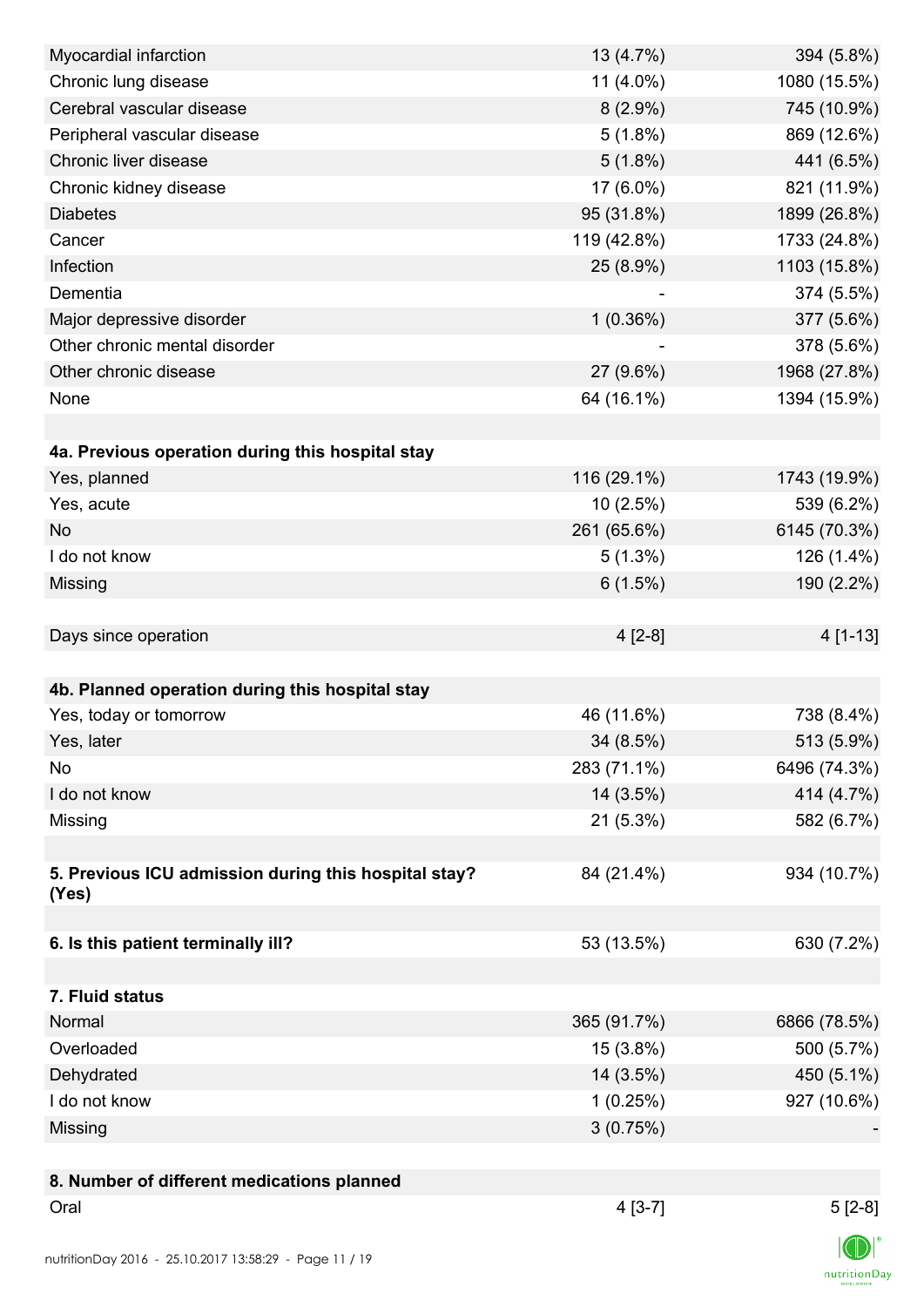| | | |
|---|---|---|
| Myocardial infarction | 13 (4.7%) | 394 (5.8%) |
| Chronic lung disease | 11 (4.0%) | 1080 (15.5%) |
| Cerebral vascular disease | 8 (2.9%) | 745 (10.9%) |
| Peripheral vascular disease | 5 (1.8%) | 869 (12.6%) |
| Chronic liver disease | 5 (1.8%) | 441 (6.5%) |
| Chronic kidney disease | 17 (6.0%) | 821 (11.9%) |
| Diabetes | 95 (31.8%) | 1899 (26.8%) |
| Cancer | 119 (42.8%) | 1733 (24.8%) |
| Infection | 25 (8.9%) | 1103 (15.8%) |
| Dementia | - | 374 (5.5%) |
| Major depressive disorder | 1 (0.36%) | 377 (5.6%) |
| Other chronic mental disorder | - | 378 (5.6%) |
| Other chronic disease | 27 (9.6%) | 1968 (27.8%) |
| None | 64 (16.1%) | 1394 (15.9%) |
| | | |
| **4a. Previous operation during this hospital stay** | | |
| Yes, planned | 116 (29.1%) | 1743 (19.9%) |
| Yes, acute | 10 (2.5%) | 539 (6.2%) |
| No | 261 (65.6%) | 6145 (70.3%) |
| I do not know | 5 (1.3%) | 126 (1.4%) |
| Missing | 6 (1.5%) | 190 (2.2%) |
| | | |
| Days since operation | 4 [2-8] | 4 [1-13] |
| | | |
| **4b. Planned operation during this hospital stay** | | |
| Yes, today or tomorrow | 46 (11.6%) | 738 (8.4%) |
| Yes, later | 34 (8.5%) | 513 (5.9%) |
| No | 283 (71.1%) | 6496 (74.3%) |
| I do not know | 14 (3.5%) | 414 (4.7%) |
| Missing | 21 (5.3%) | 582 (6.7%) |
| | | |
| **5. Previous ICU admission during this hospital stay? (Yes)** | 84 (21.4%) | 934 (10.7%) |
| | | |
| **6. Is this patient terminally ill?** | 53 (13.5%) | 630 (7.2%) |
| | | |
| **7. Fluid status** | | |
| Normal | 365 (91.7%) | 6866 (78.5%) |
| Overloaded | 15 (3.8%) | 500 (5.7%) |
| Dehydrated | 14 (3.5%) | 450 (5.1%) |
| I do not know | 1 (0.25%) | 927 (10.6%) |
| Missing | 3 (0.75%) | - |
| | | |
| **8. Number of different medications planned** | | |
| Oral | 4 [3-7] | 5 [2-8] |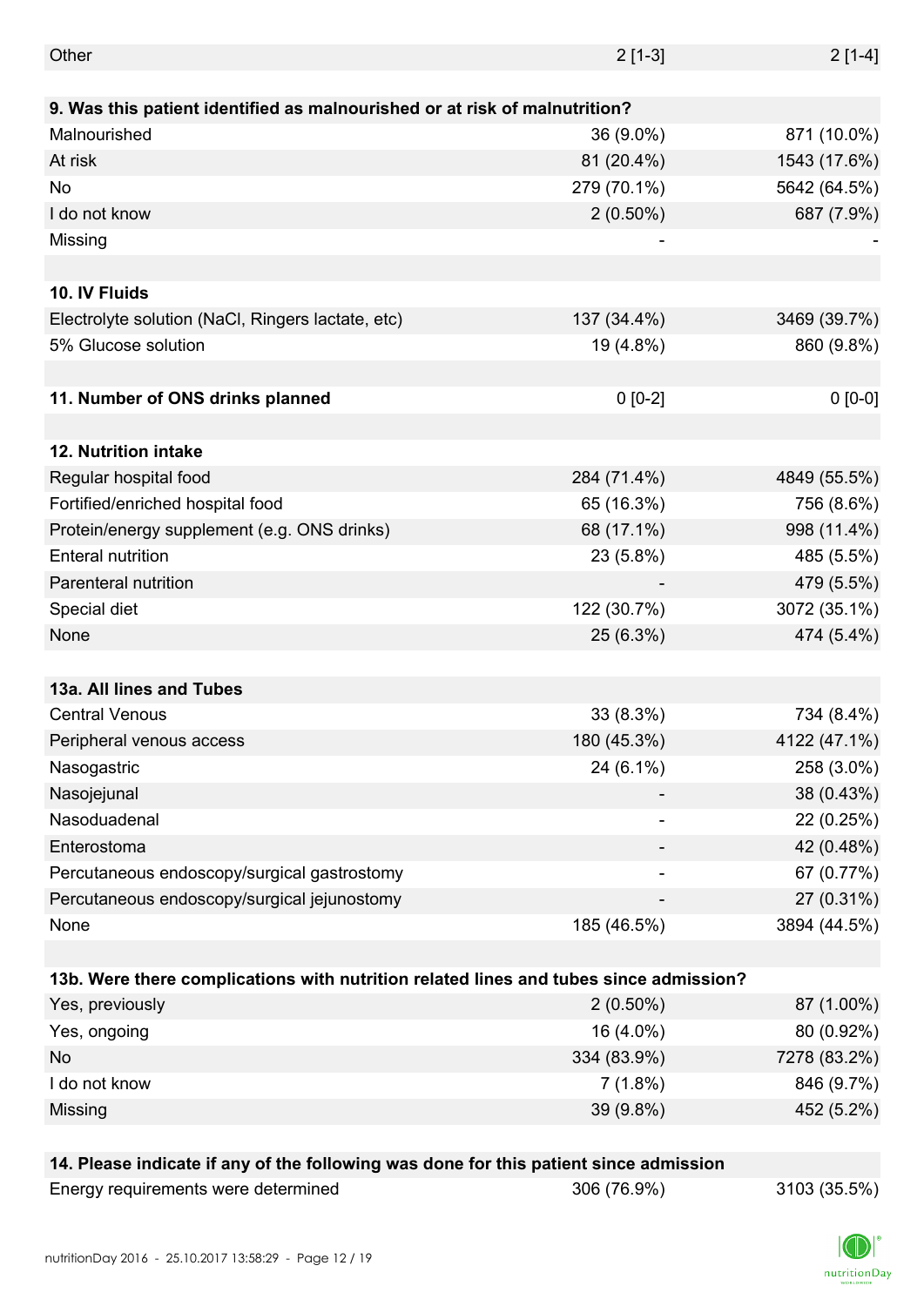| | | |
|---|---|---|
| Other | 2 [1-3] | 2 [1-4] |
| **9. Was this patient identified as malnourished or at risk of malnutrition?** | | |
| Malnourished | 36 (9.0%) | 871 (10.0%) |
| At risk | 81 (20.4%) | 1543 (17.6%) |
| No | 279 (70.1%) | 5642 (64.5%) |
| I do not know | 2 (0.50%) | 687 (7.9%) |
| Missing | - | - |
| **10. IV Fluids** | | |
| Electrolyte solution (NaCl, Ringers lactate, etc) | 137 (34.4%) | 3469 (39.7%) |
| 5% Glucose solution | 19 (4.8%) | 860 (9.8%) |
| **11. Number of ONS drinks planned** | 0 [0-2] | 0 [0-0] |
| **12. Nutrition intake** | | |
| Regular hospital food | 284 (71.4%) | 4849 (55.5%) |
| Fortified/enriched hospital food | 65 (16.3%) | 756 (8.6%) |
| Protein/energy supplement (e.g. ONS drinks) | 68 (17.1%) | 998 (11.4%) |
| Enteral nutrition | 23 (5.8%) | 485 (5.5%) |
| Parenteral nutrition | - | 479 (5.5%) |
| Special diet | 122 (30.7%) | 3072 (35.1%) |
| None | 25 (6.3%) | 474 (5.4%) |
| **13a. All lines and Tubes** | | |
| Central Venous | 33 (8.3%) | 734 (8.4%) |
| Peripheral venous access | 180 (45.3%) | 4122 (47.1%) |
| Nasogastric | 24 (6.1%) | 258 (3.0%) |
| Nasojejunal | - | 38 (0.43%) |
| Nasoduadenal | - | 22 (0.25%) |
| Enterostoma | - | 42 (0.48%) |
| Percutaneous endoscopy/surgical gastrostomy | - | 67 (0.77%) |
| Percutaneous endoscopy/surgical jejunostomy | - | 27 (0.31%) |
| None | 185 (46.5%) | 3894 (44.5%) |
| **13b. Were there complications with nutrition related lines and tubes since admission?** | | |
| Yes, previously | 2 (0.50%) | 87 (1.00%) |
| Yes, ongoing | 16 (4.0%) | 80 (0.92%) |
| No | 334 (83.9%) | 7278 (83.2%) |
| I do not know | 7 (1.8%) | 846 (9.7%) |
| Missing | 39 (9.8%) | 452 (5.2%) |
| **14. Please indicate if any of the following was done for this patient since admission** | | |
| Energy requirements were determined | 306 (76.9%) | 3103 (35.5%) |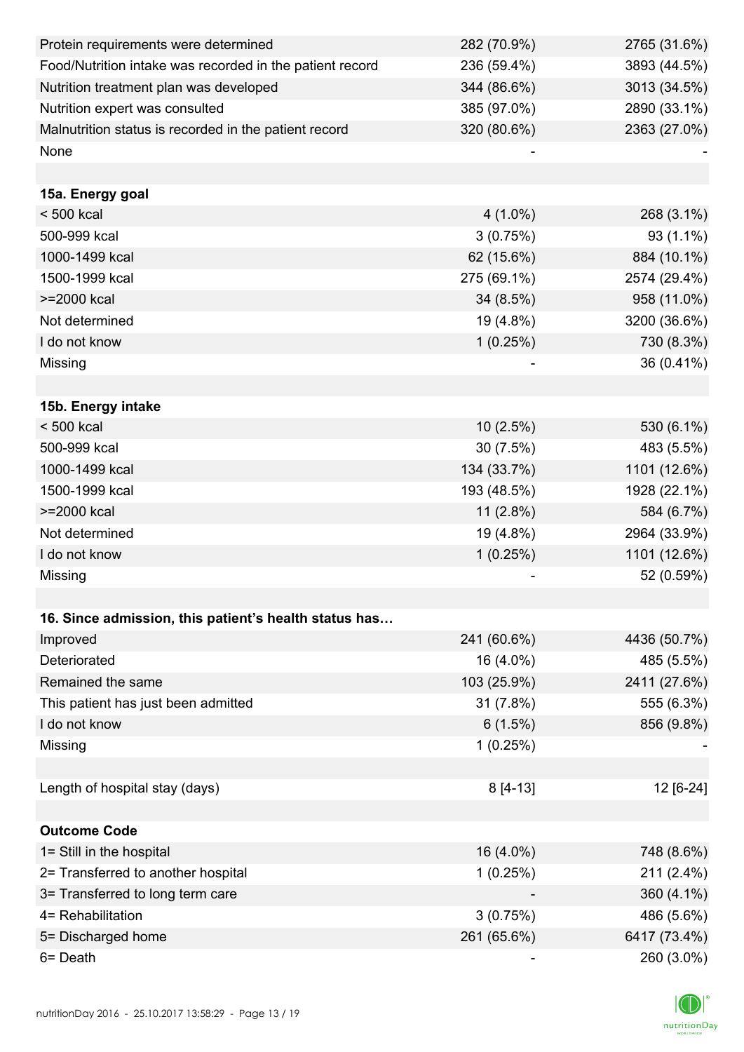| | | |
|---|---|---|
| Protein requirements were determined | 282 (70.9%) | 2765 (31.6%) |
| Food/Nutrition intake was recorded in the patient record | 236 (59.4%) | 3893 (44.5%) |
| Nutrition treatment plan was developed | 344 (86.6%) | 3013 (34.5%) |
| Nutrition expert was consulted | 385 (97.0%) | 2890 (33.1%) |
| Malnutrition status is recorded in the patient record | 320 (80.6%) | 2363 (27.0%) |
| None | - | - |
| | | |
| **15a. Energy goal** | | |
| < 500 kcal | 4 (1.0%) | 268 (3.1%) |
| 500-999 kcal | 3 (0.75%) | 93 (1.1%) |
| 1000-1499 kcal | 62 (15.6%) | 884 (10.1%) |
| 1500-1999 kcal | 275 (69.1%) | 2574 (29.4%) |
| >=2000 kcal | 34 (8.5%) | 958 (11.0%) |
| Not determined | 19 (4.8%) | 3200 (36.6%) |
| I do not know | 1 (0.25%) | 730 (8.3%) |
| Missing | - | 36 (0.41%) |
| | | |
| **15b. Energy intake** | | |
| < 500 kcal | 10 (2.5%) | 530 (6.1%) |
| 500-999 kcal | 30 (7.5%) | 483 (5.5%) |
| 1000-1499 kcal | 134 (33.7%) | 1101 (12.6%) |
| 1500-1999 kcal | 193 (48.5%) | 1928 (22.1%) |
| >=2000 kcal | 11 (2.8%) | 584 (6.7%) |
| Not determined | 19 (4.8%) | 2964 (33.9%) |
| I do not know | 1 (0.25%) | 1101 (12.6%) |
| Missing | - | 52 (0.59%) |
| | | |
| **16. Since admission, this patient's health status has…** | | |
| Improved | 241 (60.6%) | 4436 (50.7%) |
| Deteriorated | 16 (4.0%) | 485 (5.5%) |
| Remained the same | 103 (25.9%) | 2411 (27.6%) |
| This patient has just been admitted | 31 (7.8%) | 555 (6.3%) |
| I do not know | 6 (1.5%) | 856 (9.8%) |
| Missing | 1 (0.25%) | - |
| | | |
| Length of hospital stay (days) | 8 [4-13] | 12 [6-24] |
| | | |
| **Outcome Code** | | |
| 1= Still in the hospital | 16 (4.0%) | 748 (8.6%) |
| 2= Transferred to another hospital | 1 (0.25%) | 211 (2.4%) |
| 3= Transferred to long term care | - | 360 (4.1%) |
| 4= Rehabilitation | 3 (0.75%) | 486 (5.6%) |
| 5= Discharged home | 261 (65.6%) | 6417 (73.4%) |
| 6= Death | - | 260 (3.0%) |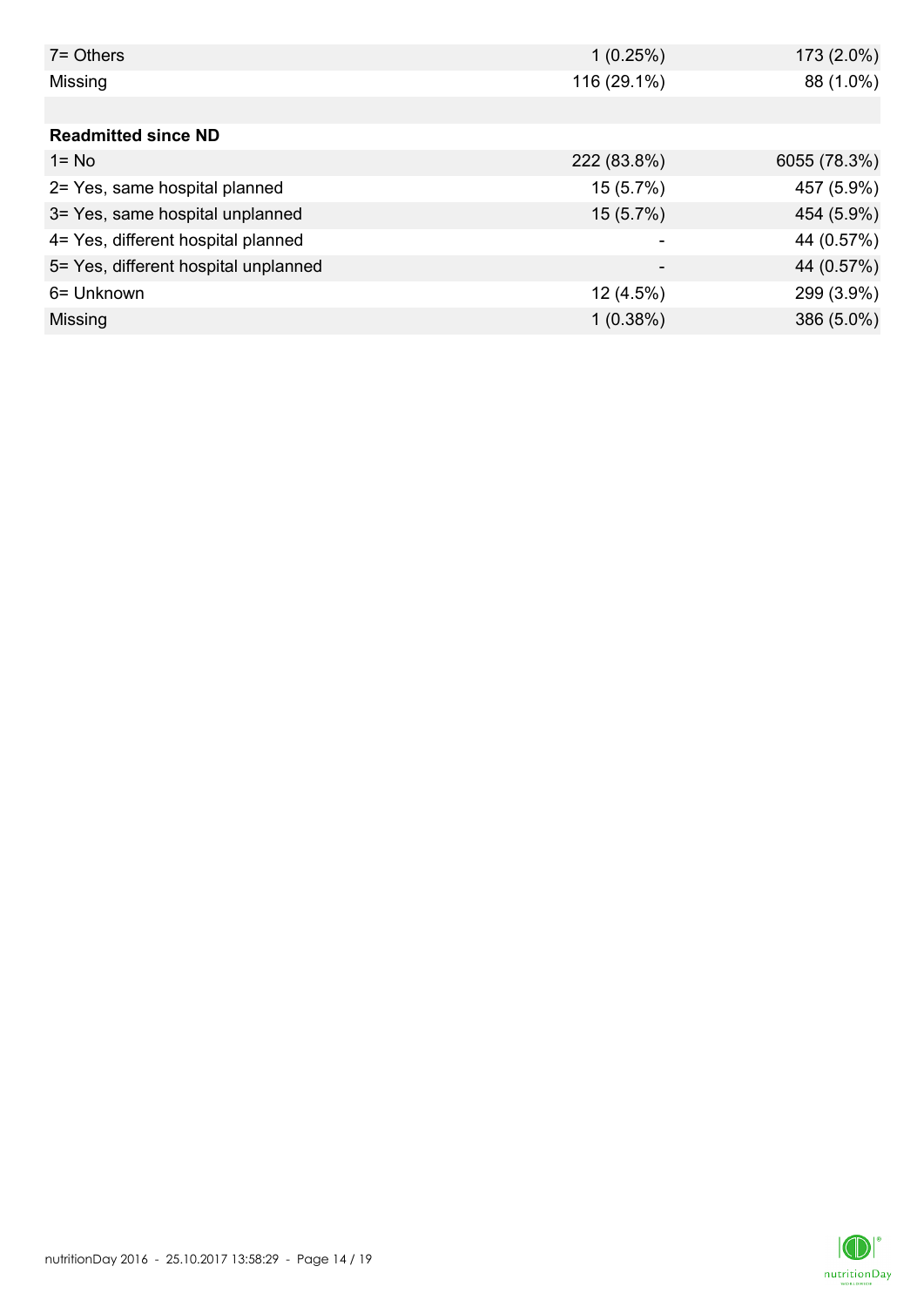| | | |
|---|---|---|
| 7= Others | 1 (0.25%) | 173 (2.0%) |
| Missing | 116 (29.1%) | 88 (1.0%) |
| | | |
| **Readmitted since ND** | | |
| 1= No | 222 (83.8%) | 6055 (78.3%) |
| 2= Yes, same hospital planned | 15 (5.7%) | 457 (5.9%) |
| 3= Yes, same hospital unplanned | 15 (5.7%) | 454 (5.9%) |
| 4= Yes, different hospital planned | - | 44 (0.57%) |
| 5= Yes, different hospital unplanned | - | 44 (0.57%) |
| 6= Unknown | 12 (4.5%) | 299 (3.9%) |
| Missing | 1 (0.38%) | 386 (5.0%) |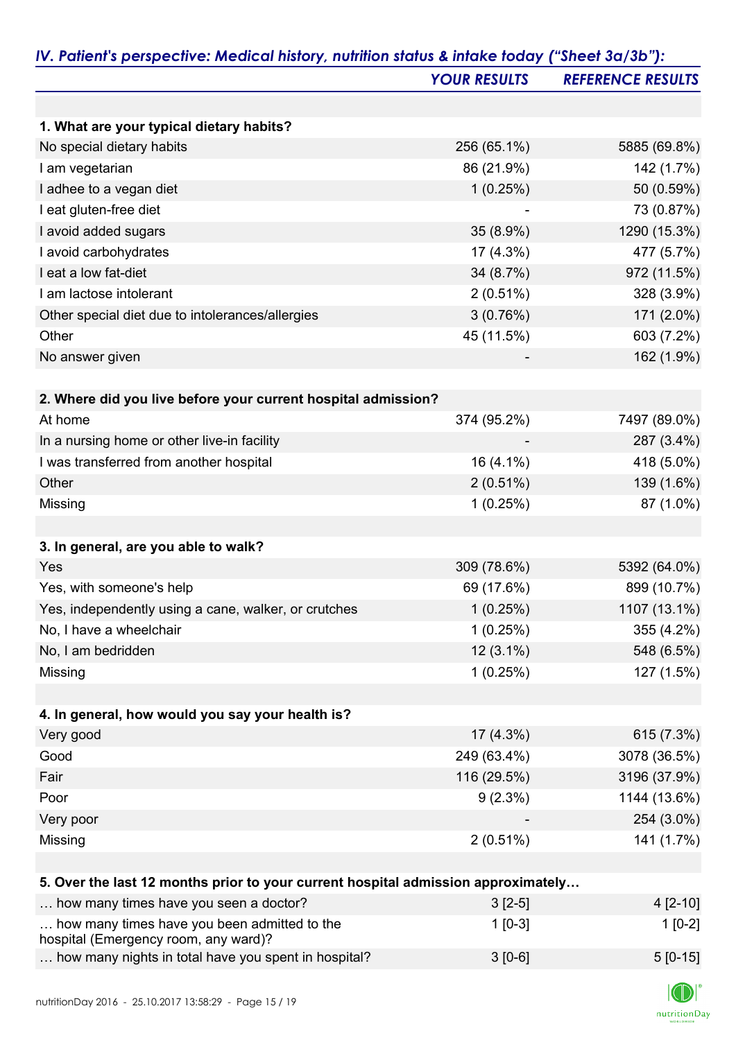## *IV. Patient's perspective: Medical history, nutrition status & intake today ("Sheet 3a/3b"):*

| | *YOUR RESULTS* | *REFERENCE RESULTS* |
|---|---|---|
| **1. What are your typical dietary habits?** | | |
| No special dietary habits | 256 (65.1%) | 5885 (69.8%) |
| I am vegetarian | 86 (21.9%) | 142 (1.7%) |
| I adhee to a vegan diet | 1 (0.25%) | 50 (0.59%) |
| I eat gluten-free diet | - | 73 (0.87%) |
| I avoid added sugars | 35 (8.9%) | 1290 (15.3%) |
| I avoid carbohydrates | 17 (4.3%) | 477 (5.7%) |
| I eat a low fat-diet | 34 (8.7%) | 972 (11.5%) |
| I am lactose intolerant | 2 (0.51%) | 328 (3.9%) |
| Other special diet due to intolerances/allergies | 3 (0.76%) | 171 (2.0%) |
| Other | 45 (11.5%) | 603 (7.2%) |
| No answer given | - | 162 (1.9%) |
| **2. Where did you live before your current hospital admission?** | | |
| At home | 374 (95.2%) | 7497 (89.0%) |
| In a nursing home or other live-in facility | - | 287 (3.4%) |
| I was transferred from another hospital | 16 (4.1%) | 418 (5.0%) |
| Other | 2 (0.51%) | 139 (1.6%) |
| Missing | 1 (0.25%) | 87 (1.0%) |
| **3. In general, are you able to walk?** | | |
| Yes | 309 (78.6%) | 5392 (64.0%) |
| Yes, with someone's help | 69 (17.6%) | 899 (10.7%) |
| Yes, independently using a cane, walker, or crutches | 1 (0.25%) | 1107 (13.1%) |
| No, I have a wheelchair | 1 (0.25%) | 355 (4.2%) |
| No, I am bedridden | 12 (3.1%) | 548 (6.5%) |
| Missing | 1 (0.25%) | 127 (1.5%) |
| **4. In general, how would you say your health is?** | | |
| Very good | 17 (4.3%) | 615 (7.3%) |
| Good | 249 (63.4%) | 3078 (36.5%) |
| Fair | 116 (29.5%) | 3196 (37.9%) |
| Poor | 9 (2.3%) | 1144 (13.6%) |
| Very poor | - | 254 (3.0%) |
| Missing | 2 (0.51%) | 141 (1.7%) |
| **5. Over the last 12 months prior to your current hospital admission approximately…** | | |
| … how many times have you seen a doctor? | 3 [2-5] | 4 [2-10] |
| … how many times have you been admitted to the hospital (Emergency room, any ward)? | 1 [0-3] | 1 [0-2] |
| … how many nights in total have you spent in hospital? | 3 [0-6] | 5 [0-15] |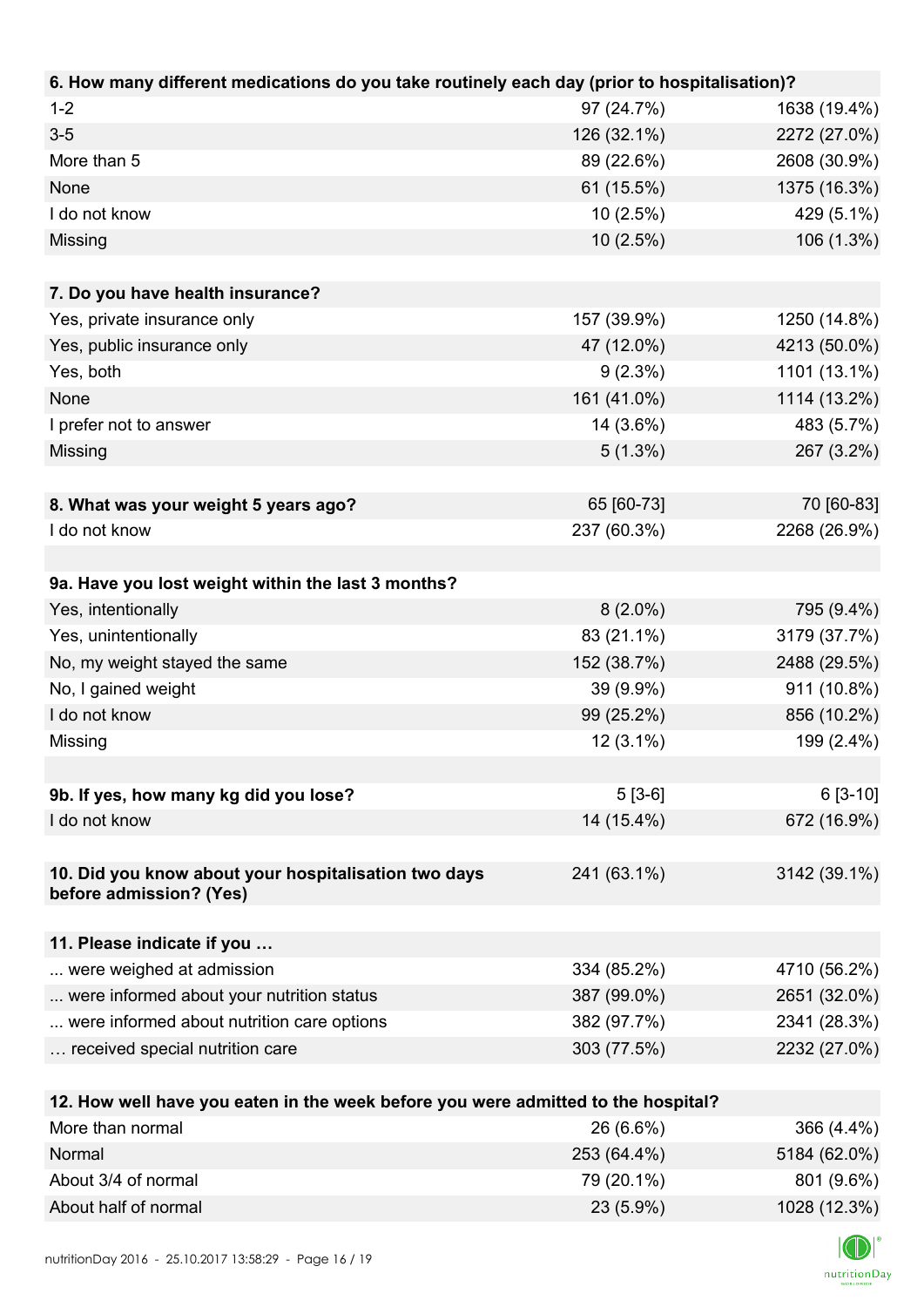| 6. How many different medications do you take routinely each day (prior to hospitalisation)? | | |
|---|---|---|
| 1-2 | 97 (24.7%) | 1638 (19.4%) |
| 3-5 | 126 (32.1%) | 2272 (27.0%) |
| More than 5 | 89 (22.6%) | 2608 (30.9%) |
| None | 61 (15.5%) | 1375 (16.3%) |
| I do not know | 10 (2.5%) | 429 (5.1%) |
| Missing | 10 (2.5%) | 106 (1.3%) |

| 7. Do you have health insurance? | | |
|---|---|---|
| Yes, private insurance only | 157 (39.9%) | 1250 (14.8%) |
| Yes, public insurance only | 47 (12.0%) | 4213 (50.0%) |
| Yes, both | 9 (2.3%) | 1101 (13.1%) |
| None | 161 (41.0%) | 1114 (13.2%) |
| I prefer not to answer | 14 (3.6%) | 483 (5.7%) |
| Missing | 5 (1.3%) | 267 (3.2%) |

| 8. What was your weight 5 years ago? | 65 [60-73] | 70 [60-83] |
|---|---|---|
| I do not know | 237 (60.3%) | 2268 (26.9%) |

| 9a. Have you lost weight within the last 3 months? | | |
|---|---|---|
| Yes, intentionally | 8 (2.0%) | 795 (9.4%) |
| Yes, unintentionally | 83 (21.1%) | 3179 (37.7%) |
| No, my weight stayed the same | 152 (38.7%) | 2488 (29.5%) |
| No, I gained weight | 39 (9.9%) | 911 (10.8%) |
| I do not know | 99 (25.2%) | 856 (10.2%) |
| Missing | 12 (3.1%) | 199 (2.4%) |

| 9b. If yes, how many kg did you lose? | 5 [3-6] | 6 [3-10] |
|---|---|---|
| I do not know | 14 (15.4%) | 672 (16.9%) |

| 10. Did you know about your hospitalisation two days before admission? (Yes) | 241 (63.1%) | 3142 (39.1%) |
|---|---|---|

| 11. Please indicate if you … | | |
|---|---|---|
| ... were weighed at admission | 334 (85.2%) | 4710 (56.2%) |
| ... were informed about your nutrition status | 387 (99.0%) | 2651 (32.0%) |
| ... were informed about nutrition care options | 382 (97.7%) | 2341 (28.3%) |
| … received special nutrition care | 303 (77.5%) | 2232 (27.0%) |

| 12. How well have you eaten in the week before you were admitted to the hospital? | | |
|---|---|---|
| More than normal | 26 (6.6%) | 366 (4.4%) |
| Normal | 253 (64.4%) | 5184 (62.0%) |
| About 3/4 of normal | 79 (20.1%) | 801 (9.6%) |
| About half of normal | 23 (5.9%) | 1028 (12.3%) |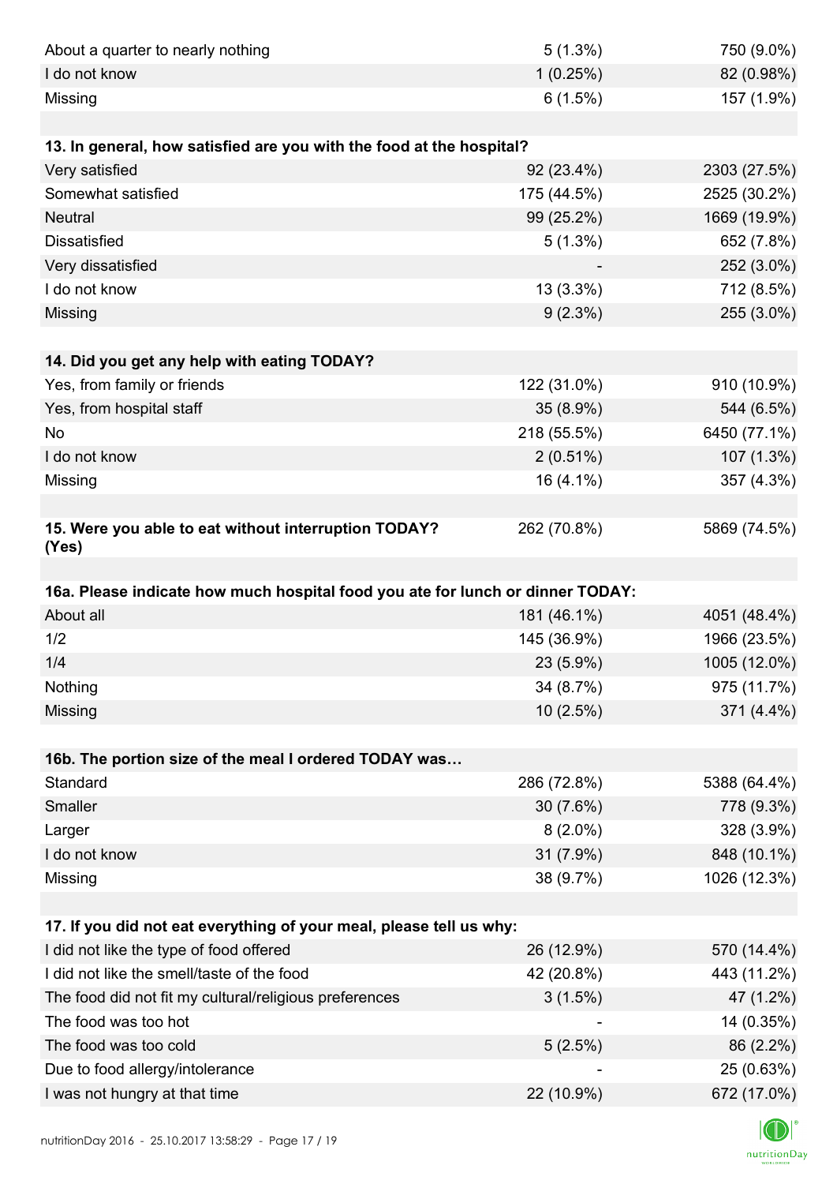| | | |
|---|---|---|
| About a quarter to nearly nothing | 5 (1.3%) | 750 (9.0%) |
| I do not know | 1 (0.25%) | 82 (0.98%) |
| Missing | 6 (1.5%) | 157 (1.9%) |

| 13. In general, how satisfied are you with the food at the hospital? | | |
|---|---|---|
| Very satisfied | 92 (23.4%) | 2303 (27.5%) |
| Somewhat satisfied | 175 (44.5%) | 2525 (30.2%) |
| Neutral | 99 (25.2%) | 1669 (19.9%) |
| Dissatisfied | 5 (1.3%) | 652 (7.8%) |
| Very dissatisfied | - | 252 (3.0%) |
| I do not know | 13 (3.3%) | 712 (8.5%) |
| Missing | 9 (2.3%) | 255 (3.0%) |

| 14. Did you get any help with eating TODAY? | | |
|---|---|---|
| Yes, from family or friends | 122 (31.0%) | 910 (10.9%) |
| Yes, from hospital staff | 35 (8.9%) | 544 (6.5%) |
| No | 218 (55.5%) | 6450 (77.1%) |
| I do not know | 2 (0.51%) | 107 (1.3%) |
| Missing | 16 (4.1%) | 357 (4.3%) |

| 15. Were you able to eat without interruption TODAY? (Yes) | 262 (70.8%) | 5869 (74.5%) |
|---|---|---|

| 16a. Please indicate how much hospital food you ate for lunch or dinner TODAY: | | |
|---|---|---|
| About all | 181 (46.1%) | 4051 (48.4%) |
| 1/2 | 145 (36.9%) | 1966 (23.5%) |
| 1/4 | 23 (5.9%) | 1005 (12.0%) |
| Nothing | 34 (8.7%) | 975 (11.7%) |
| Missing | 10 (2.5%) | 371 (4.4%) |

| 16b. The portion size of the meal I ordered TODAY was… | | |
|---|---|---|
| Standard | 286 (72.8%) | 5388 (64.4%) |
| Smaller | 30 (7.6%) | 778 (9.3%) |
| Larger | 8 (2.0%) | 328 (3.9%) |
| I do not know | 31 (7.9%) | 848 (10.1%) |
| Missing | 38 (9.7%) | 1026 (12.3%) |

| 17. If you did not eat everything of your meal, please tell us why: | | |
|---|---|---|
| I did not like the type of food offered | 26 (12.9%) | 570 (14.4%) |
| I did not like the smell/taste of the food | 42 (20.8%) | 443 (11.2%) |
| The food did not fit my cultural/religious preferences | 3 (1.5%) | 47 (1.2%) |
| The food was too hot | - | 14 (0.35%) |
| The food was too cold | 5 (2.5%) | 86 (2.2%) |
| Due to food allergy/intolerance | - | 25 (0.63%) |
| I was not hungry at that time | 22 (10.9%) | 672 (17.0%) |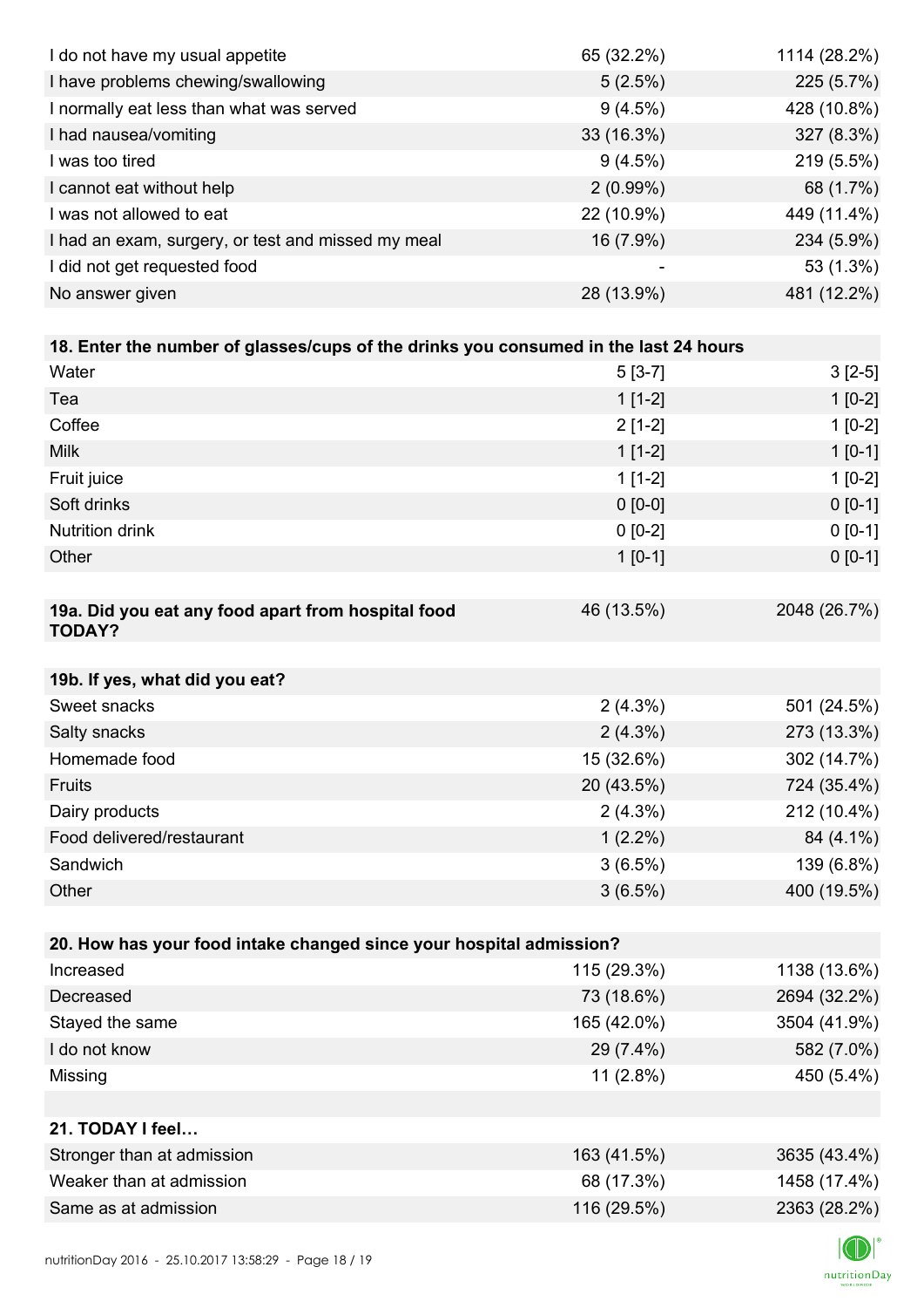| | | |
|---|---|---|
| I do not have my usual appetite | 65 (32.2%) | 1114 (28.2%) |
| I have problems chewing/swallowing | 5 (2.5%) | 225 (5.7%) |
| I normally eat less than what was served | 9 (4.5%) | 428 (10.8%) |
| I had nausea/vomiting | 33 (16.3%) | 327 (8.3%) |
| I was too tired | 9 (4.5%) | 219 (5.5%) |
| I cannot eat without help | 2 (0.99%) | 68 (1.7%) |
| I was not allowed to eat | 22 (10.9%) | 449 (11.4%) |
| I had an exam, surgery, or test and missed my meal | 16 (7.9%) | 234 (5.9%) |
| I did not get requested food | - | 53 (1.3%) |
| No answer given | 28 (13.9%) | 481 (12.2%) |

| **18. Enter the number of glasses/cups of the drinks you consumed in the last 24 hours** | | |
|---|---|---|
| Water | 5 [3-7] | 3 [2-5] |
| Tea | 1 [1-2] | 1 [0-2] |
| Coffee | 2 [1-2] | 1 [0-2] |
| Milk | 1 [1-2] | 1 [0-1] |
| Fruit juice | 1 [1-2] | 1 [0-2] |
| Soft drinks | 0 [0-0] | 0 [0-1] |
| Nutrition drink | 0 [0-2] | 0 [0-1] |
| Other | 1 [0-1] | 0 [0-1] |

| **19a. Did you eat any food apart from hospital food TODAY?** | 46 (13.5%) | 2048 (26.7%) |
|---|---|---|

| **19b. If yes, what did you eat?** | | |
|---|---|---|
| Sweet snacks | 2 (4.3%) | 501 (24.5%) |
| Salty snacks | 2 (4.3%) | 273 (13.3%) |
| Homemade food | 15 (32.6%) | 302 (14.7%) |
| Fruits | 20 (43.5%) | 724 (35.4%) |
| Dairy products | 2 (4.3%) | 212 (10.4%) |
| Food delivered/restaurant | 1 (2.2%) | 84 (4.1%) |
| Sandwich | 3 (6.5%) | 139 (6.8%) |
| Other | 3 (6.5%) | 400 (19.5%) |

| **20. How has your food intake changed since your hospital admission?** | | |
|---|---|---|
| Increased | 115 (29.3%) | 1138 (13.6%) |
| Decreased | 73 (18.6%) | 2694 (32.2%) |
| Stayed the same | 165 (42.0%) | 3504 (41.9%) |
| I do not know | 29 (7.4%) | 582 (7.0%) |
| Missing | 11 (2.8%) | 450 (5.4%) |

| **21. TODAY I feel…** | | |
|---|---|---|
| Stronger than at admission | 163 (41.5%) | 3635 (43.4%) |
| Weaker than at admission | 68 (17.3%) | 1458 (17.4%) |
| Same as at admission | 116 (29.5%) | 2363 (28.2%) |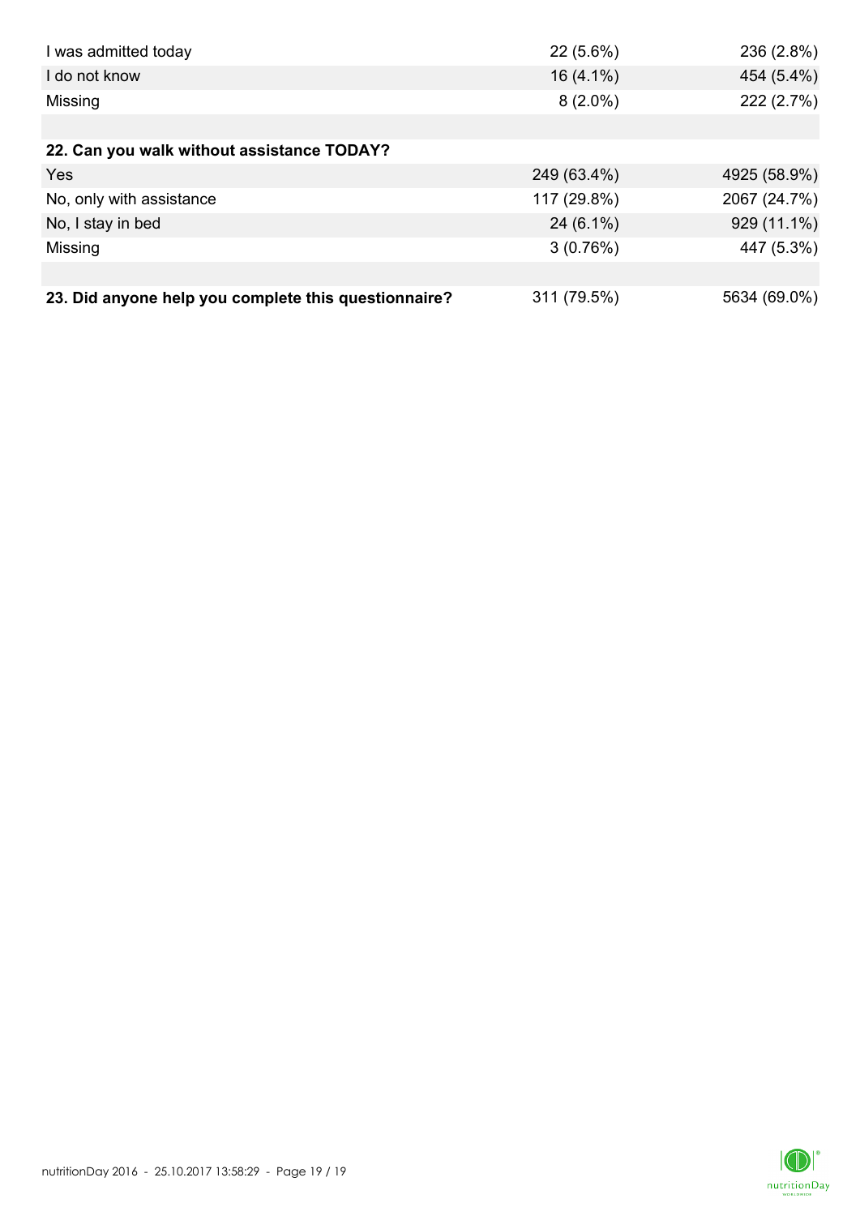| | | |
|---|---|---|
| I was admitted today | 22 (5.6%) | 236 (2.8%) |
| I do not know | 16 (4.1%) | 454 (5.4%) |
| Missing | 8 (2.0%) | 222 (2.7%) |
| | | |
| **22. Can you walk without assistance TODAY?** | | |
| Yes | 249 (63.4%) | 4925 (58.9%) |
| No, only with assistance | 117 (29.8%) | 2067 (24.7%) |
| No, I stay in bed | 24 (6.1%) | 929 (11.1%) |
| Missing | 3 (0.76%) | 447 (5.3%) |
| | | |
| **23. Did anyone help you complete this questionnaire?** | 311 (79.5%) | 5634 (69.0%) |